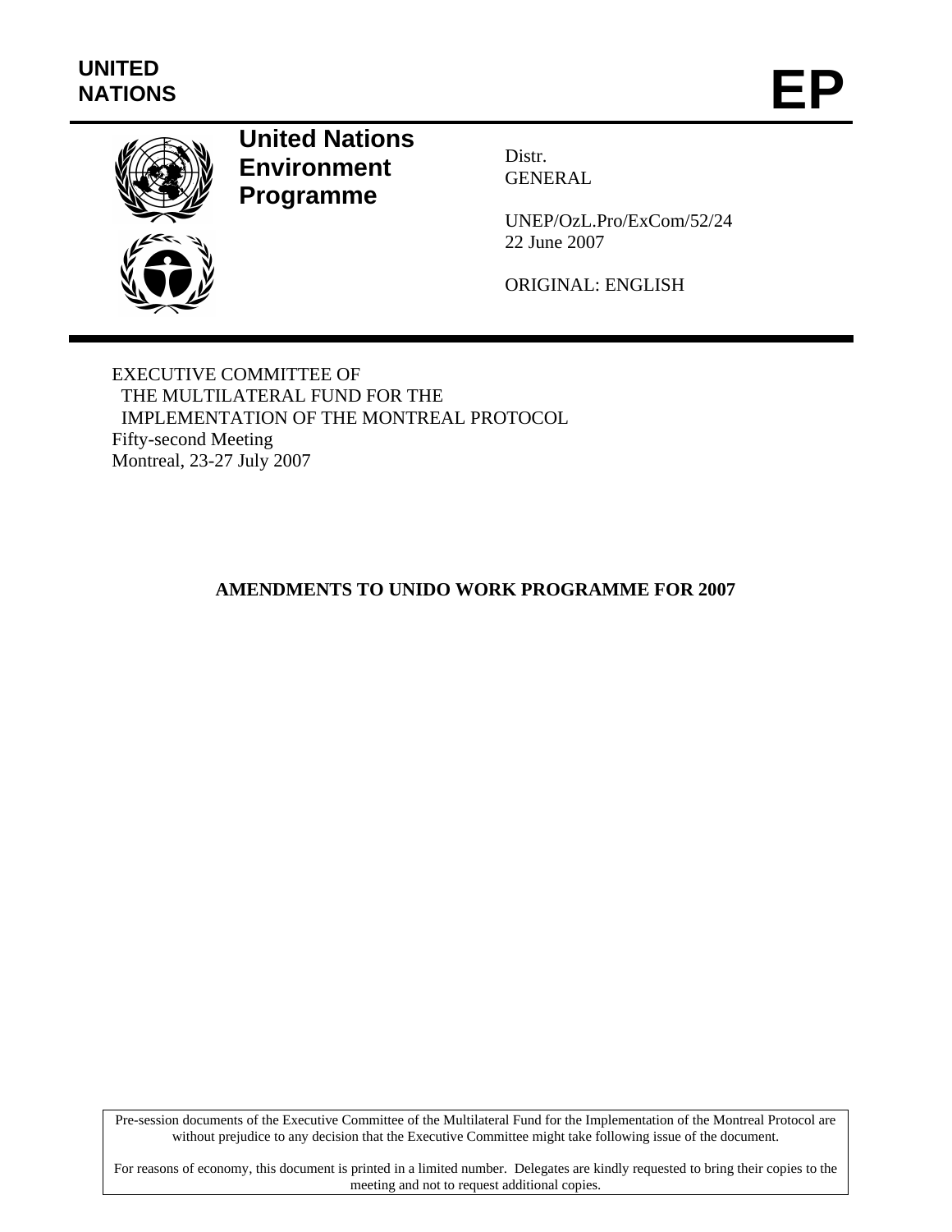UNITED NATIONS

# EP

**United Nations Environment Programme**

Distr.
GENERAL

UNEP/OzL.Pro/ExCom/52/24
22 June 2007

ORIGINAL: ENGLISH

EXECUTIVE COMMITTEE OF
THE MULTILATERAL FUND FOR THE
IMPLEMENTATION OF THE MONTREAL PROTOCOL
Fifty-second Meeting
Montreal, 23-27 July 2007

## AMENDMENTS TO UNIDO WORK PROGRAMME FOR 2007

Pre-session documents of the Executive Committee of the Multilateral Fund for the Implementation of the Montreal Protocol are without prejudice to any decision that the Executive Committee might take following issue of the document.

For reasons of economy, this document is printed in a limited number. Delegates are kindly requested to bring their copies to the meeting and not to request additional copies.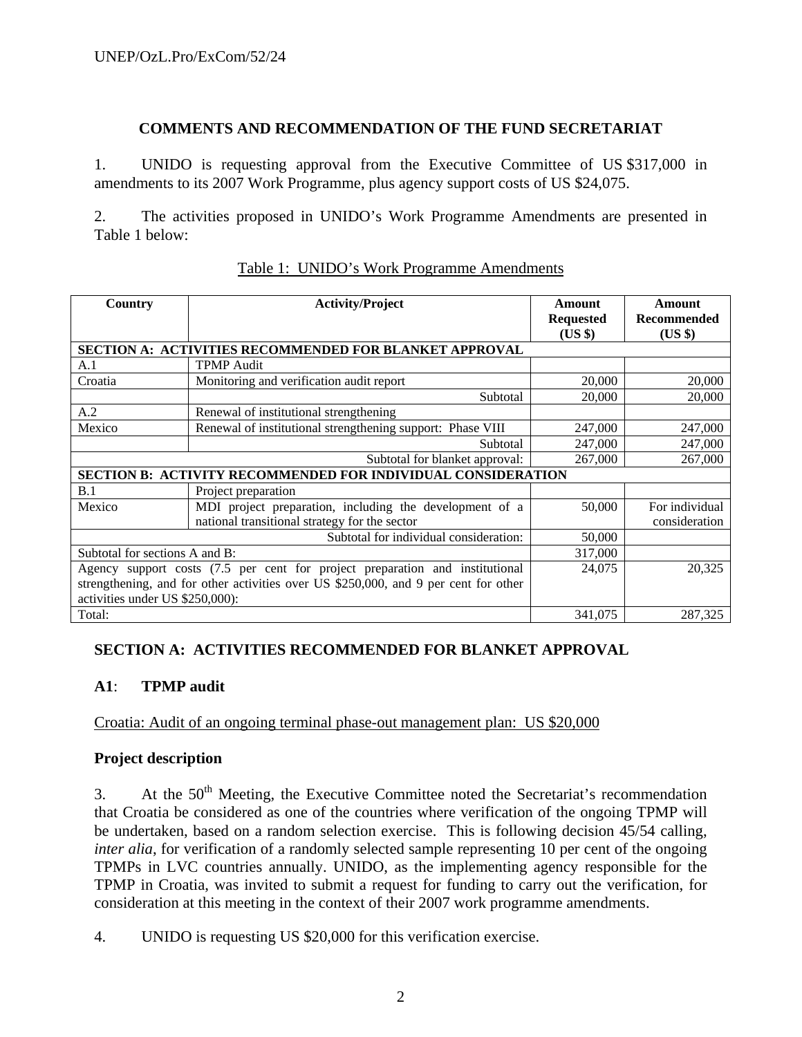## COMMENTS AND RECOMMENDATION OF THE FUND SECRETARIAT

1. UNIDO is requesting approval from the Executive Committee of US $317,000 in amendments to its 2007 Work Programme, plus agency support costs of US $24,075.

2. The activities proposed in UNIDO's Work Programme Amendments are presented in Table 1 below:

Table 1: UNIDO's Work Programme Amendments

| Country | Activity/Project | Amount Requested (US $) | Amount Recommended (US $) |
|---|---|---|---|
| **SECTION A: ACTIVITIES RECOMMENDED FOR BLANKET APPROVAL** | | | |
| A.1 | TPMP Audit | | |
| Croatia | Monitoring and verification audit report | 20,000 | 20,000 |
| | Subtotal | 20,000 | 20,000 |
| A.2 | Renewal of institutional strengthening | | |
| Mexico | Renewal of institutional strengthening support: Phase VIII | 247,000 | 247,000 |
| | Subtotal | 247,000 | 247,000 |
| Subtotal for blanket approval: | | 267,000 | 267,000 |
| **SECTION B: ACTIVITY RECOMMENDED FOR INDIVIDUAL CONSIDERATION** | | | |
| B.1 | Project preparation | | |
| Mexico | MDI project preparation, including the development of a national transitional strategy for the sector | 50,000 | For individual consideration |
| Subtotal for individual consideration: | | 50,000 | |
| Subtotal for sections A and B: | | 317,000 | |
| Agency support costs (7.5 per cent for project preparation and institutional strengthening, and for other activities over US $250,000, and 9 per cent for other activities under US $250,000): | | 24,075 | 20,325 |
| Total: | | 341,075 | 287,325 |

## SECTION A: ACTIVITIES RECOMMENDED FOR BLANKET APPROVAL

### A1: TPMP audit

Croatia: Audit of an ongoing terminal phase-out management plan: US $20,000

#### Project description

3. At the 50th Meeting, the Executive Committee noted the Secretariat's recommendation that Croatia be considered as one of the countries where verification of the ongoing TPMP will be undertaken, based on a random selection exercise. This is following decision 45/54 calling, *inter alia*, for verification of a randomly selected sample representing 10 per cent of the ongoing TPMPs in LVC countries annually. UNIDO, as the implementing agency responsible for the TPMP in Croatia, was invited to submit a request for funding to carry out the verification, for consideration at this meeting in the context of their 2007 work programme amendments.

4. UNIDO is requesting US $20,000 for this verification exercise.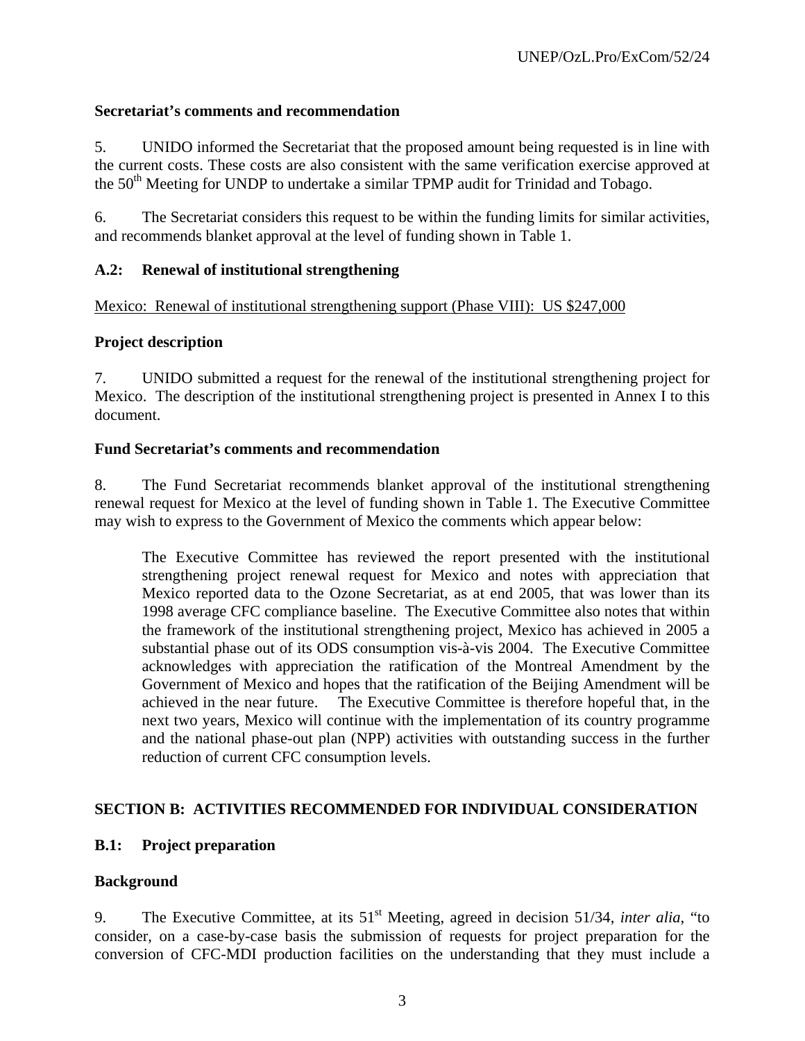**Secretariat's comments and recommendation**

5. UNIDO informed the Secretariat that the proposed amount being requested is in line with the current costs. These costs are also consistent with the same verification exercise approved at the 50th Meeting for UNDP to undertake a similar TPMP audit for Trinidad and Tobago.

6. The Secretariat considers this request to be within the funding limits for similar activities, and recommends blanket approval at the level of funding shown in Table 1.

### A.2: Renewal of institutional strengthening

Mexico: Renewal of institutional strengthening support (Phase VIII): US $247,000

**Project description**

7. UNIDO submitted a request for the renewal of the institutional strengthening project for Mexico. The description of the institutional strengthening project is presented in Annex I to this document.

**Fund Secretariat's comments and recommendation**

8. The Fund Secretariat recommends blanket approval of the institutional strengthening renewal request for Mexico at the level of funding shown in Table 1. The Executive Committee may wish to express to the Government of Mexico the comments which appear below:

> The Executive Committee has reviewed the report presented with the institutional strengthening project renewal request for Mexico and notes with appreciation that Mexico reported data to the Ozone Secretariat, as at end 2005, that was lower than its 1998 average CFC compliance baseline. The Executive Committee also notes that within the framework of the institutional strengthening project, Mexico has achieved in 2005 a substantial phase out of its ODS consumption vis-à-vis 2004. The Executive Committee acknowledges with appreciation the ratification of the Montreal Amendment by the Government of Mexico and hopes that the ratification of the Beijing Amendment will be achieved in the near future. The Executive Committee is therefore hopeful that, in the next two years, Mexico will continue with the implementation of its country programme and the national phase-out plan (NPP) activities with outstanding success in the further reduction of current CFC consumption levels.

## SECTION B: ACTIVITIES RECOMMENDED FOR INDIVIDUAL CONSIDERATION

### B.1: Project preparation

**Background**

9. The Executive Committee, at its 51st Meeting, agreed in decision 51/34, *inter alia*, "to consider, on a case-by-case basis the submission of requests for project preparation for the conversion of CFC-MDI production facilities on the understanding that they must include a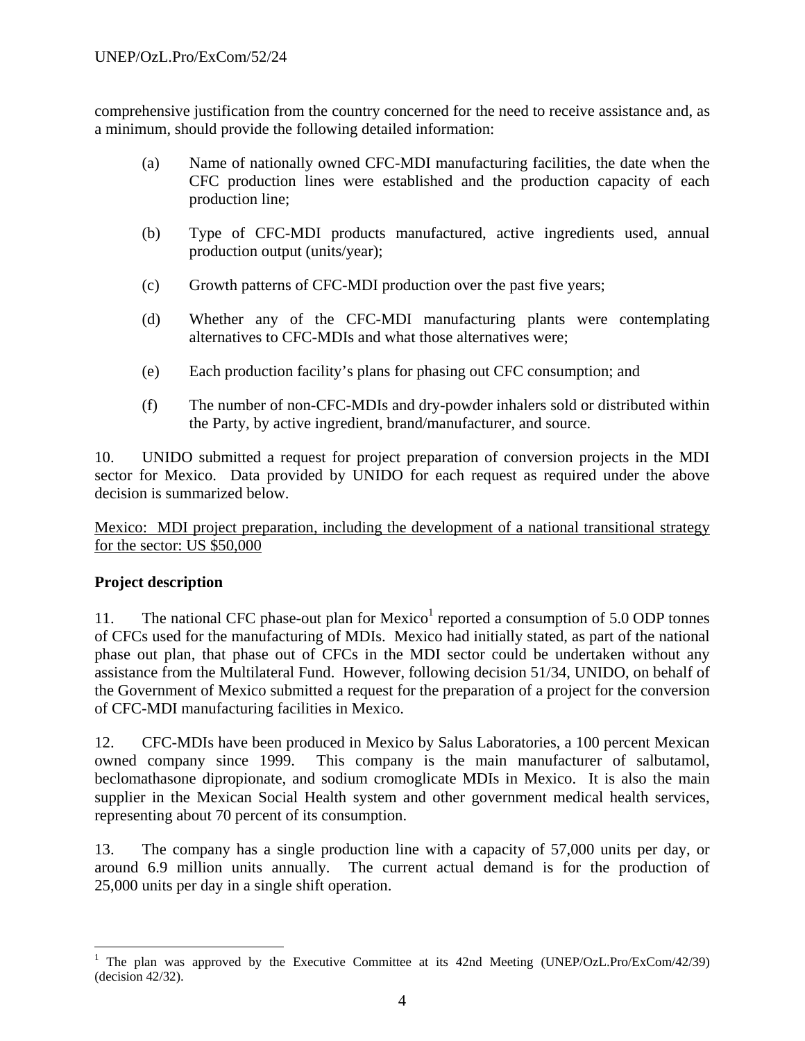comprehensive justification from the country concerned for the need to receive assistance and, as a minimum, should provide the following detailed information:

(a) Name of nationally owned CFC-MDI manufacturing facilities, the date when the CFC production lines were established and the production capacity of each production line;

(b) Type of CFC-MDI products manufactured, active ingredients used, annual production output (units/year);

(c) Growth patterns of CFC-MDI production over the past five years;

(d) Whether any of the CFC-MDI manufacturing plants were contemplating alternatives to CFC-MDIs and what those alternatives were;

(e) Each production facility's plans for phasing out CFC consumption; and

(f) The number of non-CFC-MDIs and dry-powder inhalers sold or distributed within the Party, by active ingredient, brand/manufacturer, and source.

10. UNIDO submitted a request for project preparation of conversion projects in the MDI sector for Mexico. Data provided by UNIDO for each request as required under the above decision is summarized below.

<u>Mexico: MDI project preparation, including the development of a national transitional strategy for the sector: US $50,000</u>

**Project description**

11. The national CFC phase-out plan for Mexico[1] reported a consumption of 5.0 ODP tonnes of CFCs used for the manufacturing of MDIs. Mexico had initially stated, as part of the national phase out plan, that phase out of CFCs in the MDI sector could be undertaken without any assistance from the Multilateral Fund. However, following decision 51/34, UNIDO, on behalf of the Government of Mexico submitted a request for the preparation of a project for the conversion of CFC-MDI manufacturing facilities in Mexico.

12. CFC-MDIs have been produced in Mexico by Salus Laboratories, a 100 percent Mexican owned company since 1999. This company is the main manufacturer of salbutamol, beclomathasone dipropionate, and sodium cromoglicate MDIs in Mexico. It is also the main supplier in the Mexican Social Health system and other government medical health services, representing about 70 percent of its consumption.

13. The company has a single production line with a capacity of 57,000 units per day, or around 6.9 million units annually. The current actual demand is for the production of 25,000 units per day in a single shift operation.

---

[1] The plan was approved by the Executive Committee at its 42nd Meeting (UNEP/OzL.Pro/ExCom/42/39) (decision 42/32).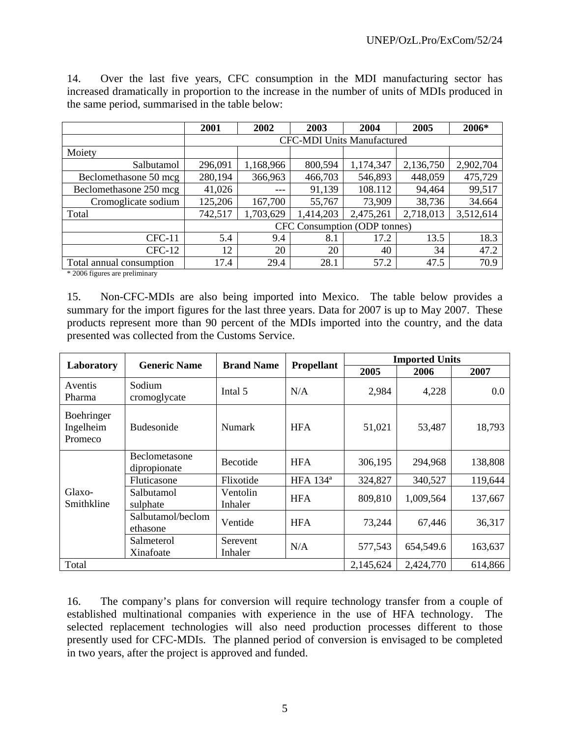14. Over the last five years, CFC consumption in the MDI manufacturing sector has increased dramatically in proportion to the increase in the number of units of MDIs produced in the same period, summarised in the table below:

| | 2001 | 2002 | 2003 | 2004 | 2005 | 2006* |
|---|---|---|---|---|---|---|
| | CFC-MDI Units Manufactured | | | | | |
| Moiety | | | | | | |
| Salbutamol | 296,091 | 1,168,966 | 800,594 | 1,174,347 | 2,136,750 | 2,902,704 |
| Beclomethasone 50 mcg | 280,194 | 366,963 | 466,703 | 546,893 | 448,059 | 475,729 |
| Beclomethasone 250 mcg | 41,026 | --- | 91,139 | 108.112 | 94,464 | 99,517 |
| Cromoglicate sodium | 125,206 | 167,700 | 55,767 | 73,909 | 38,736 | 34.664 |
| Total | 742,517 | 1,703,629 | 1,414,203 | 2,475,261 | 2,718,013 | 3,512,614 |
| | CFC Consumption (ODP tonnes) | | | | | |
| CFC-11 | 5.4 | 9.4 | 8.1 | 17.2 | 13.5 | 18.3 |
| CFC-12 | 12 | 20 | 20 | 40 | 34 | 47.2 |
| Total annual consumption | 17.4 | 29.4 | 28.1 | 57.2 | 47.5 | 70.9 |

\* 2006 figures are preliminary

15. Non-CFC-MDIs are also being imported into Mexico. The table below provides a summary for the import figures for the last three years. Data for 2007 is up to May 2007. These products represent more than 90 percent of the MDIs imported into the country, and the data presented was collected from the Customs Service.

| Laboratory | Generic Name | Brand Name | Propellant | Imported Units | | |
|---|---|---|---|---|---|---|
| | | | | 2005 | 2006 | 2007 |
| Aventis Pharma | Sodium cromoglycate | Intal 5 | N/A | 2,984 | 4,228 | 0.0 |
| Boehringer Ingelheim Promeco | Budesonide | Numark | HFA | 51,021 | 53,487 | 18,793 |
| Glaxo-Smithkline | Beclometasone dipropionate | Becotide | HFA | 306,195 | 294,968 | 138,808 |
| | Fluticasone | Flixotide | HFA 134ª | 324,827 | 340,527 | 119,644 |
| | Salbutamol sulphate | Ventolin Inhaler | HFA | 809,810 | 1,009,564 | 137,667 |
| | Salbutamol/beclomethasone | Ventide | HFA | 73,244 | 67,446 | 36,317 |
| | Salmeterol Xinafoate | Serevent Inhaler | N/A | 577,543 | 654,549.6 | 163,637 |
| Total | | | | 2,145,624 | 2,424,770 | 614,866 |

16. The company's plans for conversion will require technology transfer from a couple of established multinational companies with experience in the use of HFA technology. The selected replacement technologies will also need production processes different to those presently used for CFC-MDIs. The planned period of conversion is envisaged to be completed in two years, after the project is approved and funded.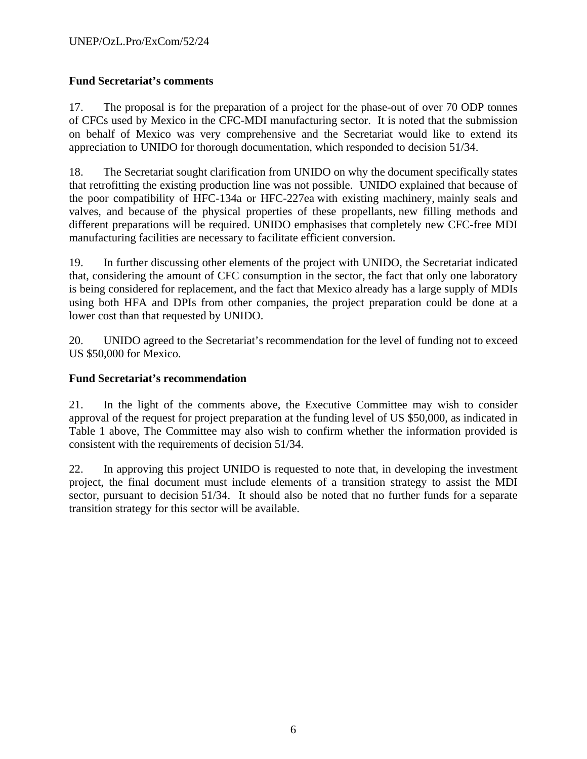**Fund Secretariat's comments**

17. The proposal is for the preparation of a project for the phase-out of over 70 ODP tonnes of CFCs used by Mexico in the CFC-MDI manufacturing sector. It is noted that the submission on behalf of Mexico was very comprehensive and the Secretariat would like to extend its appreciation to UNIDO for thorough documentation, which responded to decision 51/34.

18. The Secretariat sought clarification from UNIDO on why the document specifically states that retrofitting the existing production line was not possible. UNIDO explained that because of the poor compatibility of HFC-134a or HFC-227ea with existing machinery, mainly seals and valves, and because of the physical properties of these propellants, new filling methods and different preparations will be required. UNIDO emphasises that completely new CFC-free MDI manufacturing facilities are necessary to facilitate efficient conversion.

19. In further discussing other elements of the project with UNIDO, the Secretariat indicated that, considering the amount of CFC consumption in the sector, the fact that only one laboratory is being considered for replacement, and the fact that Mexico already has a large supply of MDIs using both HFA and DPIs from other companies, the project preparation could be done at a lower cost than that requested by UNIDO.

20. UNIDO agreed to the Secretariat's recommendation for the level of funding not to exceed US $50,000 for Mexico.

**Fund Secretariat's recommendation**

21. In the light of the comments above, the Executive Committee may wish to consider approval of the request for project preparation at the funding level of US $50,000, as indicated in Table 1 above, The Committee may also wish to confirm whether the information provided is consistent with the requirements of decision 51/34.

22. In approving this project UNIDO is requested to note that, in developing the investment project, the final document must include elements of a transition strategy to assist the MDI sector, pursuant to decision 51/34. It should also be noted that no further funds for a separate transition strategy for this sector will be available.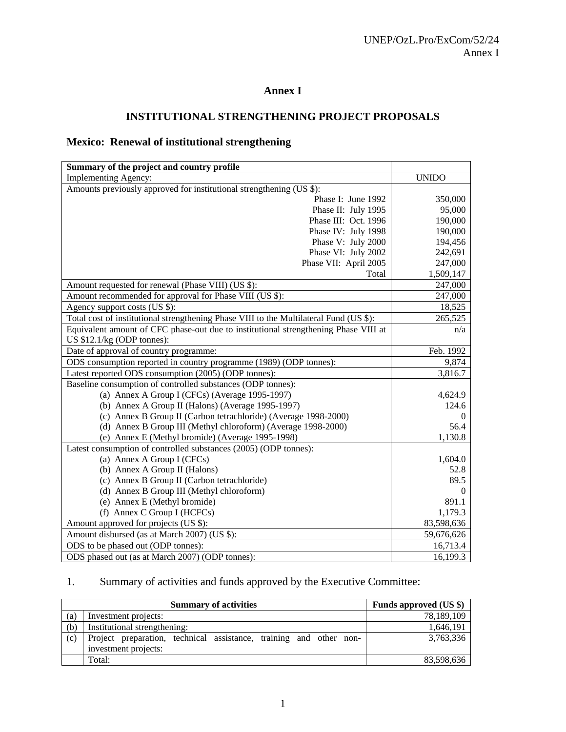# Annex I

## INSTITUTIONAL STRENGTHENING PROJECT PROPOSALS

### Mexico: Renewal of institutional strengthening

| Summary of the project and country profile | |
|---|---|
| Implementing Agency: | UNIDO |
| Amounts previously approved for institutional strengthening (US $): | |
| Phase I: June 1992 | 350,000 |
| Phase II: July 1995 | 95,000 |
| Phase III: Oct. 1996 | 190,000 |
| Phase IV: July 1998 | 190,000 |
| Phase V: July 2000 | 194,456 |
| Phase VI: July 2002 | 242,691 |
| Phase VII: April 2005 | 247,000 |
| Total | 1,509,147 |
| Amount requested for renewal (Phase VIII) (US $): | 247,000 |
| Amount recommended for approval for Phase VIII (US $): | 247,000 |
| Agency support costs (US $): | 18,525 |
| Total cost of institutional strengthening Phase VIII to the Multilateral Fund (US $): | 265,525 |
| Equivalent amount of CFC phase-out due to institutional strengthening Phase VIII at US $12.1/kg (ODP tonnes): | n/a |
| Date of approval of country programme: | Feb. 1992 |
| ODS consumption reported in country programme (1989) (ODP tonnes): | 9,874 |
| Latest reported ODS consumption (2005) (ODP tonnes): | 3,816.7 |
| Baseline consumption of controlled substances (ODP tonnes): | |
| (a) Annex A Group I (CFCs) (Average 1995-1997) | 4,624.9 |
| (b) Annex A Group II (Halons) (Average 1995-1997) | 124.6 |
| (c) Annex B Group II (Carbon tetrachloride) (Average 1998-2000) | 0 |
| (d) Annex B Group III (Methyl chloroform) (Average 1998-2000) | 56.4 |
| (e) Annex E (Methyl bromide) (Average 1995-1998) | 1,130.8 |
| Latest consumption of controlled substances (2005) (ODP tonnes): | |
| (a) Annex A Group I (CFCs) | 1,604.0 |
| (b) Annex A Group II (Halons) | 52.8 |
| (c) Annex B Group II (Carbon tetrachloride) | 89.5 |
| (d) Annex B Group III (Methyl chloroform) | 0 |
| (e) Annex E (Methyl bromide) | 891.1 |
| (f) Annex C Group I (HCFCs) | 1,179.3 |
| Amount approved for projects (US $): | 83,598,636 |
| Amount disbursed (as at March 2007) (US $): | 59,676,626 |
| ODS to be phased out (ODP tonnes): | 16,713.4 |
| ODS phased out (as at March 2007) (ODP tonnes): | 16,199.3 |

1. Summary of activities and funds approved by the Executive Committee:

| | Summary of activities | Funds approved (US $) |
|---|---|---|
| (a) | Investment projects: | 78,189,109 |
| (b) | Institutional strengthening: | 1,646,191 |
| (c) | Project preparation, technical assistance, training and other non-investment projects: | 3,763,336 |
| | Total: | 83,598,636 |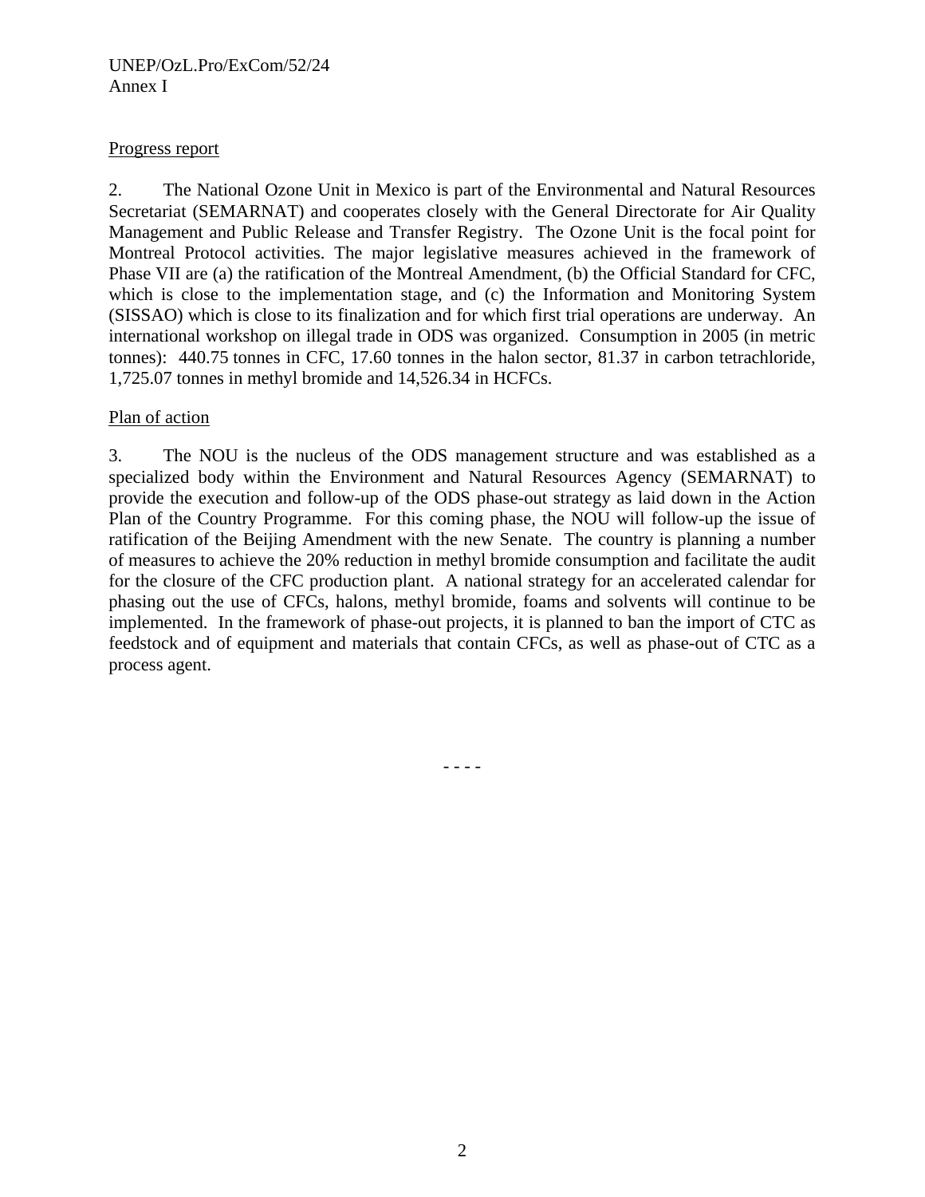Progress report

2. The National Ozone Unit in Mexico is part of the Environmental and Natural Resources Secretariat (SEMARNAT) and cooperates closely with the General Directorate for Air Quality Management and Public Release and Transfer Registry. The Ozone Unit is the focal point for Montreal Protocol activities. The major legislative measures achieved in the framework of Phase VII are (a) the ratification of the Montreal Amendment, (b) the Official Standard for CFC, which is close to the implementation stage, and (c) the Information and Monitoring System (SISSAO) which is close to its finalization and for which first trial operations are underway. An international workshop on illegal trade in ODS was organized. Consumption in 2005 (in metric tonnes): 440.75 tonnes in CFC, 17.60 tonnes in the halon sector, 81.37 in carbon tetrachloride, 1,725.07 tonnes in methyl bromide and 14,526.34 in HCFCs.

Plan of action

3. The NOU is the nucleus of the ODS management structure and was established as a specialized body within the Environment and Natural Resources Agency (SEMARNAT) to provide the execution and follow-up of the ODS phase-out strategy as laid down in the Action Plan of the Country Programme. For this coming phase, the NOU will follow-up the issue of ratification of the Beijing Amendment with the new Senate. The country is planning a number of measures to achieve the 20% reduction in methyl bromide consumption and facilitate the audit for the closure of the CFC production plant. A national strategy for an accelerated calendar for phasing out the use of CFCs, halons, methyl bromide, foams and solvents will continue to be implemented. In the framework of phase-out projects, it is planned to ban the import of CTC as feedstock and of equipment and materials that contain CFCs, as well as phase-out of CTC as a process agent.

- - - -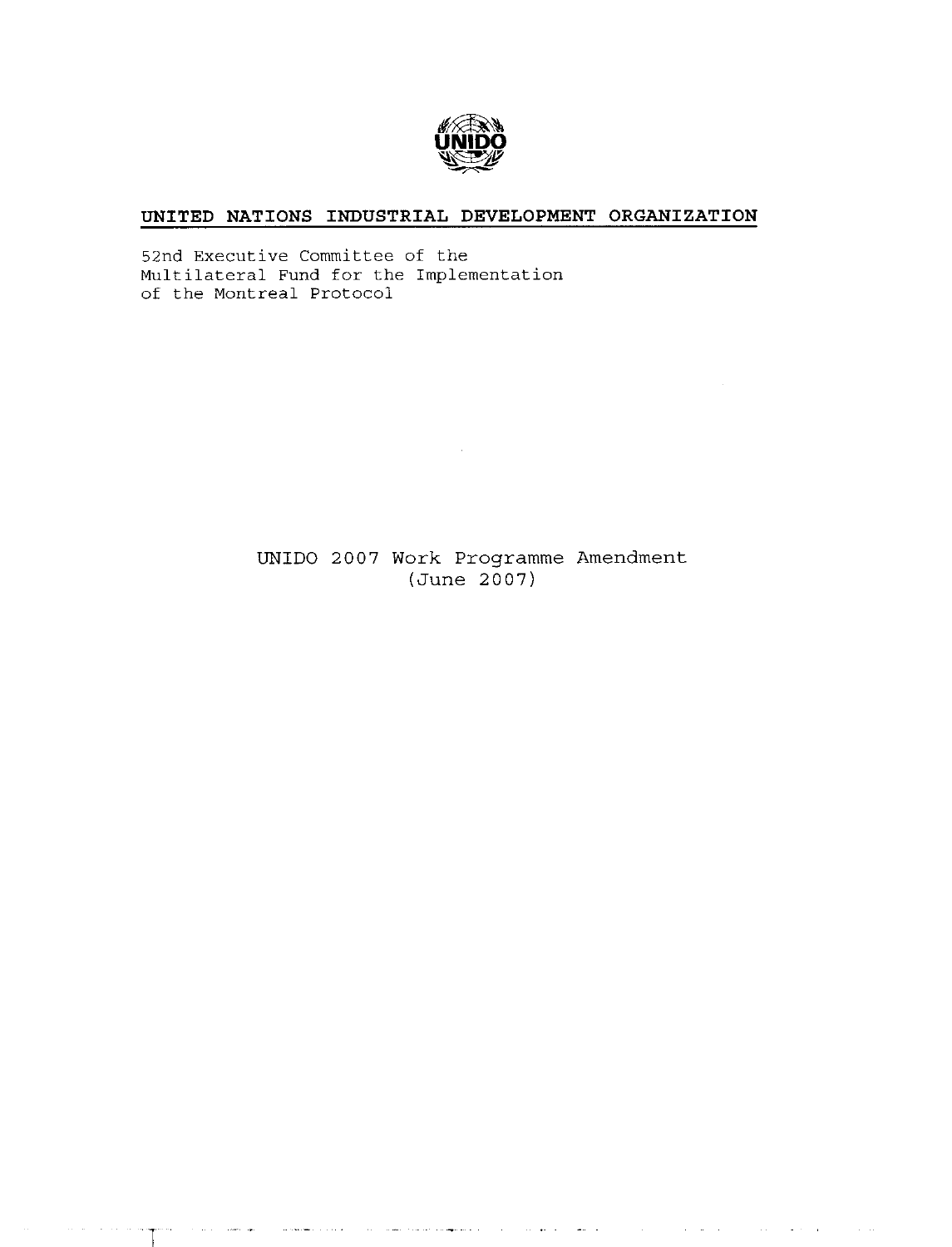# UNITED NATIONS INDUSTRIAL DEVELOPMENT ORGANIZATION

52nd Executive Committee of the
Multilateral Fund for the Implementation
of the Montreal Protocol

UNIDO 2007 Work Programme Amendment
(June 2007)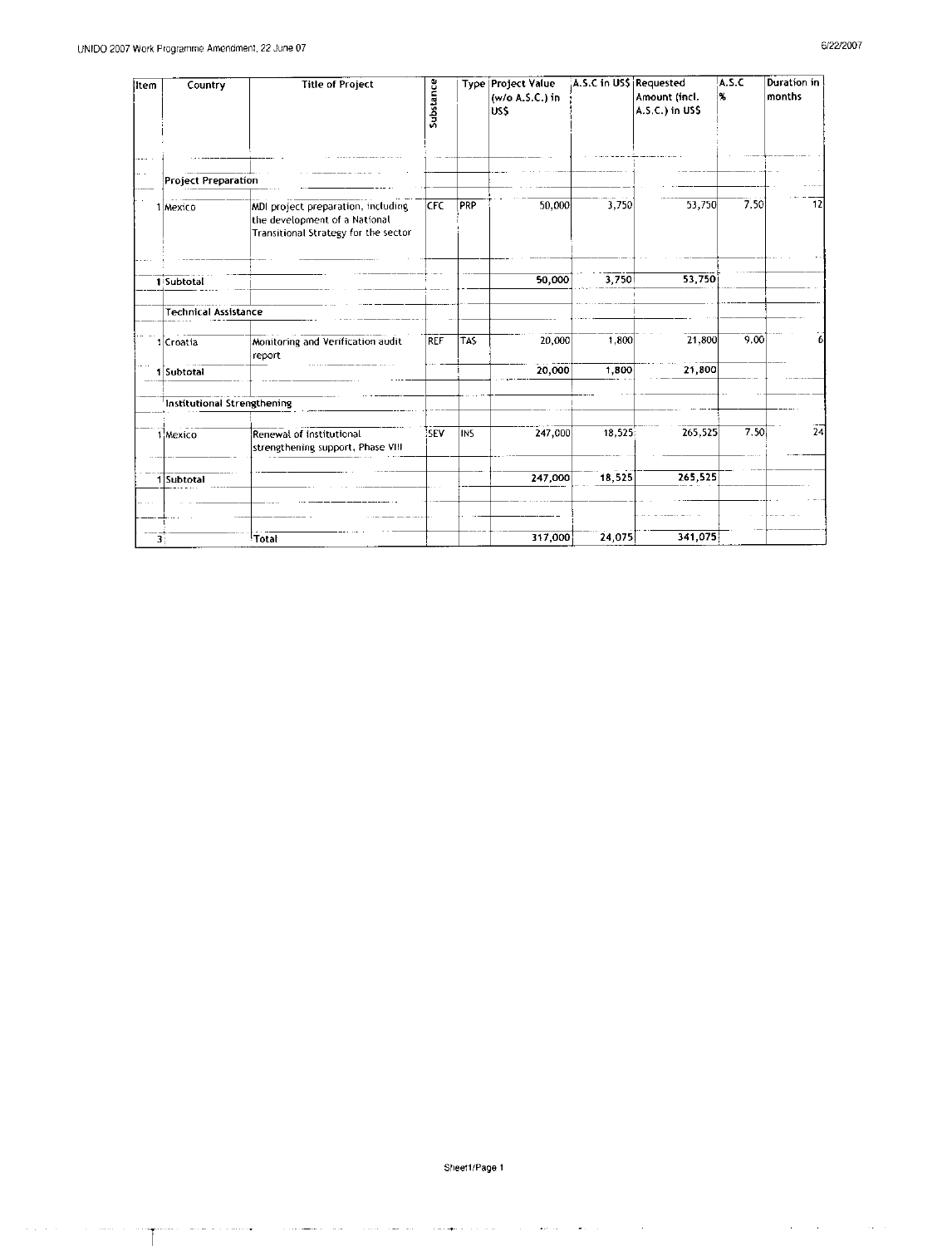| Item | Country | Title of Project | Substance | Type | Project Value (w/o A.S.C.) in US$ | A.S.C in US$ | Requested Amount (incl. A.S.C.) in US$ | A.S.C % | Duration in months |
|---|---|---|---|---|---|---|---|---|---|
| | **Project Preparation** | | | | | | | | |
| 1 | Mexico | MDI project preparation, including the development of a National Transitional Strategy for the sector | CFC | PRP | 50,000 | 3,750 | 53,750 | 7.50 | 12 |
| **1** | **Subtotal** | | | | **50,000** | **3,750** | **53,750** | | |
| | **Technical Assistance** | | | | | | | | |
| 1 | Croatia | Monitoring and Verification audit report | REF | TAS | 20,000 | 1,800 | 21,800 | 9.00 | 6 |
| **1** | **Subtotal** | | | | **20,000** | **1,800** | **21,800** | | |
| | **Institutional Strengthening** | | | | | | | | |
| 1 | Mexico | Renewal of institutional strengthening support, Phase VIII | SEV | INS | 247,000 | 18,525 | 265,525 | 7.50 | 24 |
| **1** | **Subtotal** | | | | **247,000** | **18,525** | **265,525** | | |
| **3** | | **Total** | | | **317,000** | **24,075** | **341,075** | | |